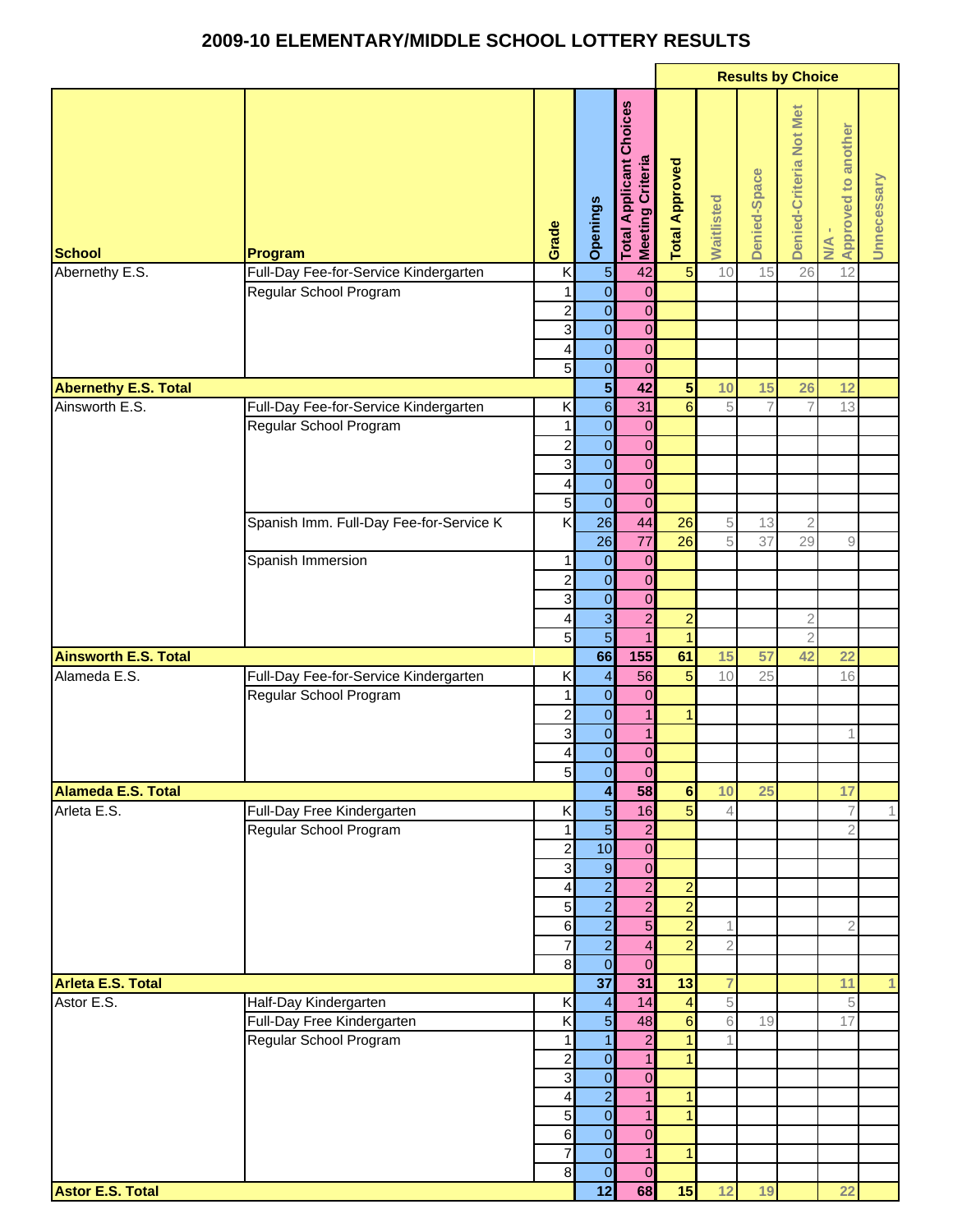# 2009-10 ELEMENTARY/MIDDLE SCHOOL LOTTERY RESULTS

| School | Program | Grade | Openings | Total Applicant Choices Meeting Criteria | Total Approved | Results by Choice: Waitlisted | Denied-Space | Denied-Criteria Not Met | N/A - Approved to another | Unnecessary |
|---|---|---|---|---|---|---|---|---|---|---|
| Abernethy E.S. | Full-Day Fee-for-Service Kindergarten | K | 5 | 42 | 5 | 10 | 15 | 26 | 12 | |
| | Regular School Program | 1 | 0 | 0 | | | | | | |
| | | 2 | 0 | 0 | | | | | | |
| | | 3 | 0 | 0 | | | | | | |
| | | 4 | 0 | 0 | | | | | | |
| | | 5 | 0 | 0 | | | | | | |
| **Abernethy E.S. Total** | | | **5** | **42** | **5** | **10** | **15** | **26** | **12** | |
| Ainsworth E.S. | Full-Day Fee-for-Service Kindergarten | K | 6 | 31 | 6 | 5 | 7 | 7 | 13 | |
| | Regular School Program | 1 | 0 | 0 | | | | | | |
| | | 2 | 0 | 0 | | | | | | |
| | | 3 | 0 | 0 | | | | | | |
| | | 4 | 0 | 0 | | | | | | |
| | | 5 | 0 | 0 | | | | | | |
| | Spanish Imm. Full-Day Fee-for-Service K | K | 26 | 44 | 26 | 5 | 13 | 2 | | |
| | | | 26 | 77 | 26 | 5 | 37 | 29 | 9 | |
| | Spanish Immersion | 1 | 0 | 0 | | | | | | |
| | | 2 | 0 | 0 | | | | | | |
| | | 3 | 0 | 0 | | | | | | |
| | | 4 | 3 | 2 | 2 | | | 2 | | |
| | | 5 | 5 | 1 | 1 | | | 2 | | |
| **Ainsworth E.S. Total** | | | **66** | **155** | **61** | **15** | **57** | **42** | **22** | |
| Alameda E.S. | Full-Day Fee-for-Service Kindergarten | K | 4 | 56 | 5 | 10 | 25 | | 16 | |
| | Regular School Program | 1 | 0 | 0 | | | | | | |
| | | 2 | 0 | 1 | 1 | | | | | |
| | | 3 | 0 | 1 | | | | | 1 | |
| | | 4 | 0 | 0 | | | | | | |
| | | 5 | 0 | 0 | | | | | | |
| **Alameda E.S. Total** | | | **4** | **58** | **6** | **10** | **25** | | **17** | |
| Arleta E.S. | Full-Day Free Kindergarten | K | 5 | 16 | 5 | 4 | | | 7 | 1 |
| | Regular School Program | 1 | 5 | 2 | | | | | 2 | |
| | | 2 | 10 | 0 | | | | | | |
| | | 3 | 9 | 0 | | | | | | |
| | | 4 | 2 | 2 | 2 | | | | | |
| | | 5 | 2 | 2 | 2 | | | | | |
| | | 6 | 2 | 5 | 2 | 1 | | | 2 | |
| | | 7 | 2 | 4 | 2 | 2 | | | | |
| | | 8 | 0 | 0 | | | | | | |
| **Arleta E.S. Total** | | | **37** | **31** | **13** | **7** | | | **11** | **1** |
| Astor E.S. | Half-Day Kindergarten | K | 4 | 14 | 4 | 5 | | | 5 | |
| | Full-Day Free Kindergarten | K | 5 | 48 | 6 | 6 | 19 | | 17 | |
| | Regular School Program | 1 | 1 | 2 | 1 | 1 | | | | |
| | | 2 | 0 | 1 | 1 | | | | | |
| | | 3 | 0 | 0 | | | | | | |
| | | 4 | 2 | 1 | 1 | | | | | |
| | | 5 | 0 | 1 | 1 | | | | | |
| | | 6 | 0 | 0 | | | | | | |
| | | 7 | 0 | 1 | 1 | | | | | |
| | | 8 | 0 | 0 | | | | | | |
| **Astor E.S. Total** | | | **12** | **68** | **15** | **12** | **19** | | **22** | |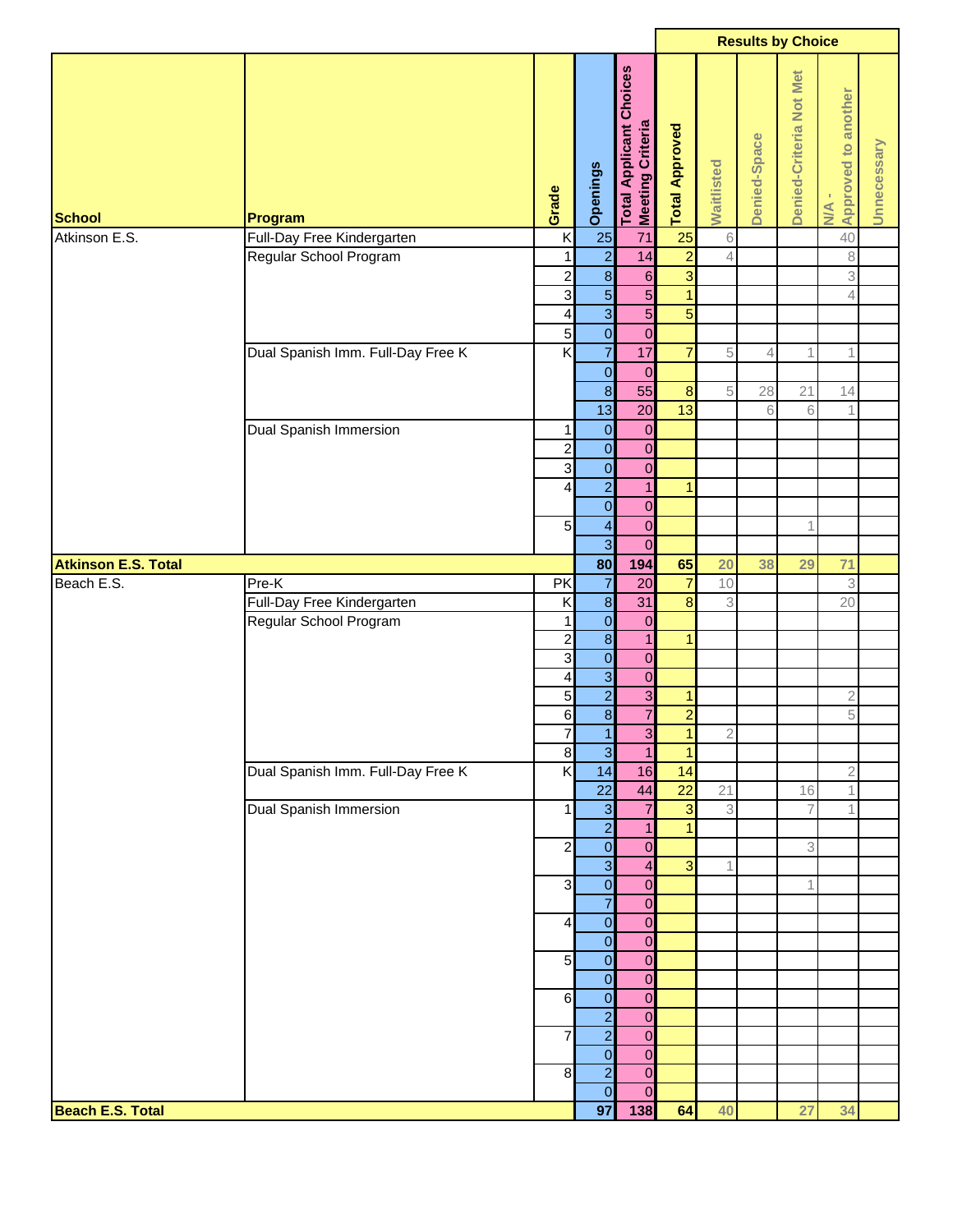| School | Program | Grade | Openings | Total Applicant Choices Meeting Criteria | Total Approved | Results by Choice | | | | |
|---|---|---|---|---|---|---|---|---|---|---|
| | | | | | | Waitlisted | Denied-Space | Denied-Criteria Not Met | N/A - Approved to another | Unnecessary |
| Atkinson E.S. | Full-Day Free Kindergarten | K | 25 | 71 | 25 | 6 | | | 40 | |
| | Regular School Program | 1 | 2 | 14 | 2 | 4 | | | 8 | |
| | | 2 | 8 | 6 | 3 | | | | 3 | |
| | | 3 | 5 | 5 | 1 | | | | 4 | |
| | | 4 | 3 | 5 | 5 | | | | | |
| | | 5 | 0 | 0 | | | | | | |
| | Dual Spanish Imm. Full-Day Free K | K | 7 | 17 | 7 | 5 | 4 | 1 | 1 | |
| | | | 0 | 0 | | | | | | |
| | | | 8 | 55 | 8 | 5 | 28 | 21 | 14 | |
| | | | 13 | 20 | 13 | | 6 | 6 | 1 | |
| | Dual Spanish Immersion | 1 | 0 | 0 | | | | | | |
| | | 2 | 0 | 0 | | | | | | |
| | | 3 | 0 | 0 | | | | | | |
| | | 4 | 2 | 1 | 1 | | | | | |
| | | | 0 | 0 | | | | | | |
| | | 5 | 4 | 0 | | | | 1 | | |
| | | | 3 | 0 | | | | | | |
| **Atkinson E.S. Total** | | | **80** | **194** | **65** | **20** | **38** | **29** | **71** | |
| Beach E.S. | Pre-K | PK | 7 | 20 | 7 | 10 | | | 3 | |
| | Full-Day Free Kindergarten | K | 8 | 31 | 8 | 3 | | | 20 | |
| | Regular School Program | 1 | 0 | 0 | | | | | | |
| | | 2 | 8 | 1 | 1 | | | | | |
| | | 3 | 0 | 0 | | | | | | |
| | | 4 | 3 | 0 | | | | | | |
| | | 5 | 2 | 3 | 1 | | | | 2 | |
| | | 6 | 8 | 7 | 2 | | | | 5 | |
| | | 7 | 1 | 3 | 1 | 2 | | | | |
| | | 8 | 3 | 1 | 1 | | | | | |
| | Dual Spanish Imm. Full-Day Free K | K | 14 | 16 | 14 | | | | 2 | |
| | | | 22 | 44 | 22 | 21 | | 16 | 1 | |
| | Dual Spanish Immersion | 1 | 3 | 7 | 3 | 3 | | 7 | 1 | |
| | | | 2 | 1 | 1 | | | | | |
| | | 2 | 0 | 0 | | | | 3 | | |
| | | | 3 | 4 | 3 | 1 | | | | |
| | | 3 | 0 | 0 | | | | 1 | | |
| | | | 7 | 0 | | | | | | |
| | | 4 | 0 | 0 | | | | | | |
| | | | 0 | 0 | | | | | | |
| | | 5 | 0 | 0 | | | | | | |
| | | | 0 | 0 | | | | | | |
| | | 6 | 0 | 0 | | | | | | |
| | | | 2 | 0 | | | | | | |
| | | 7 | 2 | 0 | | | | | | |
| | | | 0 | 0 | | | | | | |
| | | 8 | 2 | 0 | | | | | | |
| | | | 0 | 0 | | | | | | |
| **Beach E.S. Total** | | | **97** | **138** | **64** | **40** | | **27** | **34** | |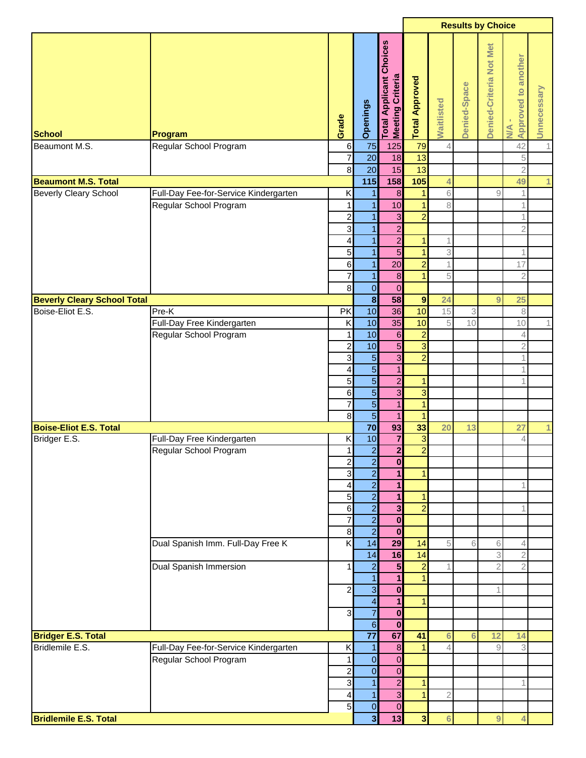| School | Program | Grade | Openings | Total Applicant Choices Meeting Criteria | Total Approved | Results by Choice | | | | |
|---|---|---|---|---|---|---|---|---|---|---|
| | | | | | | Waitlisted | Denied-Space | Denied-Criteria Not Met | N/A - Approved to another | Unnecessary |
| Beaumont M.S. | Regular School Program | 6 | 75 | 125 | 79 | 4 | | | 42 | 1 |
| | | 7 | 20 | 18 | 13 | | | | 5 | |
| | | 8 | 20 | 15 | 13 | | | | 2 | |
| **Beaumont M.S. Total** | | | **115** | **158** | **105** | **4** | | | **49** | **1** |
| Beverly Cleary School | Full-Day Fee-for-Service Kindergarten | K | 1 | 8 | 1 | 6 | | 9 | 1 | |
| | Regular School Program | 1 | 1 | 10 | 1 | 8 | | | 1 | |
| | | 2 | 1 | 3 | 2 | | | | 1 | |
| | | 3 | 1 | 2 | | | | | 2 | |
| | | 4 | 1 | 2 | 1 | 1 | | | | |
| | | 5 | 1 | 5 | 1 | 3 | | | 1 | |
| | | 6 | 1 | 20 | 2 | 1 | | | 17 | |
| | | 7 | 1 | 8 | 1 | 5 | | | 2 | |
| | | 8 | 0 | 0 | | | | | | |
| **Beverly Cleary School Total** | | | **8** | **58** | **9** | **24** | | **9** | **25** | |
| Boise-Eliot E.S. | Pre-K | PK | 10 | 36 | 10 | 15 | 3 | | 8 | |
| | Full-Day Free Kindergarten | K | 10 | 35 | 10 | 5 | 10 | | 10 | 1 |
| | Regular School Program | 1 | 10 | 6 | 2 | | | | 4 | |
| | | 2 | 10 | 5 | 3 | | | | 2 | |
| | | 3 | 5 | 3 | 2 | | | | 1 | |
| | | 4 | 5 | 1 | | | | | 1 | |
| | | 5 | 5 | 2 | 1 | | | | 1 | |
| | | 6 | 5 | 3 | 3 | | | | | |
| | | 7 | 5 | 1 | 1 | | | | | |
| | | 8 | 5 | 1 | 1 | | | | | |
| **Boise-Eliot E.S. Total** | | | **70** | **93** | **33** | **20** | **13** | | **27** | **1** |
| Bridger E.S. | Full-Day Free Kindergarten | K | 10 | 7 | 3 | | | | 4 | |
| | Regular School Program | 1 | 2 | 2 | 2 | | | | | |
| | | 2 | 2 | 0 | | | | | | |
| | | 3 | 2 | 1 | 1 | | | | | |
| | | 4 | 2 | 1 | | | | | 1 | |
| | | 5 | 2 | 1 | 1 | | | | | |
| | | 6 | 2 | 3 | 2 | | | | 1 | |
| | | 7 | 2 | 0 | | | | | | |
| | | 8 | 2 | 0 | | | | | | |
| | Dual Spanish Imm. Full-Day Free K | K | 14 | 29 | 14 | 5 | 6 | 6 | 4 | |
| | | | 14 | 16 | 14 | | | 3 | 2 | |
| | Dual Spanish Immersion | 1 | 2 | 5 | 2 | 1 | | 2 | 2 | |
| | | | 1 | 1 | 1 | | | | | |
| | | 2 | 3 | 0 | | | | 1 | | |
| | | | 4 | 1 | 1 | | | | | |
| | | 3 | 7 | 0 | | | | | | |
| | | | 6 | 0 | | | | | | |
| **Bridger E.S. Total** | | | **77** | **67** | **41** | **6** | **6** | **12** | **14** | |
| Bridlemile E.S. | Full-Day Fee-for-Service Kindergarten | K | 1 | 8 | 1 | 4 | | 9 | 3 | |
| | Regular School Program | 1 | 0 | 0 | | | | | | |
| | | 2 | 0 | 0 | | | | | | |
| | | 3 | 1 | 2 | 1 | | | | 1 | |
| | | 4 | 1 | 3 | 1 | 2 | | | | |
| | | 5 | 0 | 0 | | | | | | |
| **Bridlemile E.S. Total** | | | **3** | **13** | **3** | **6** | | **9** | **4** | |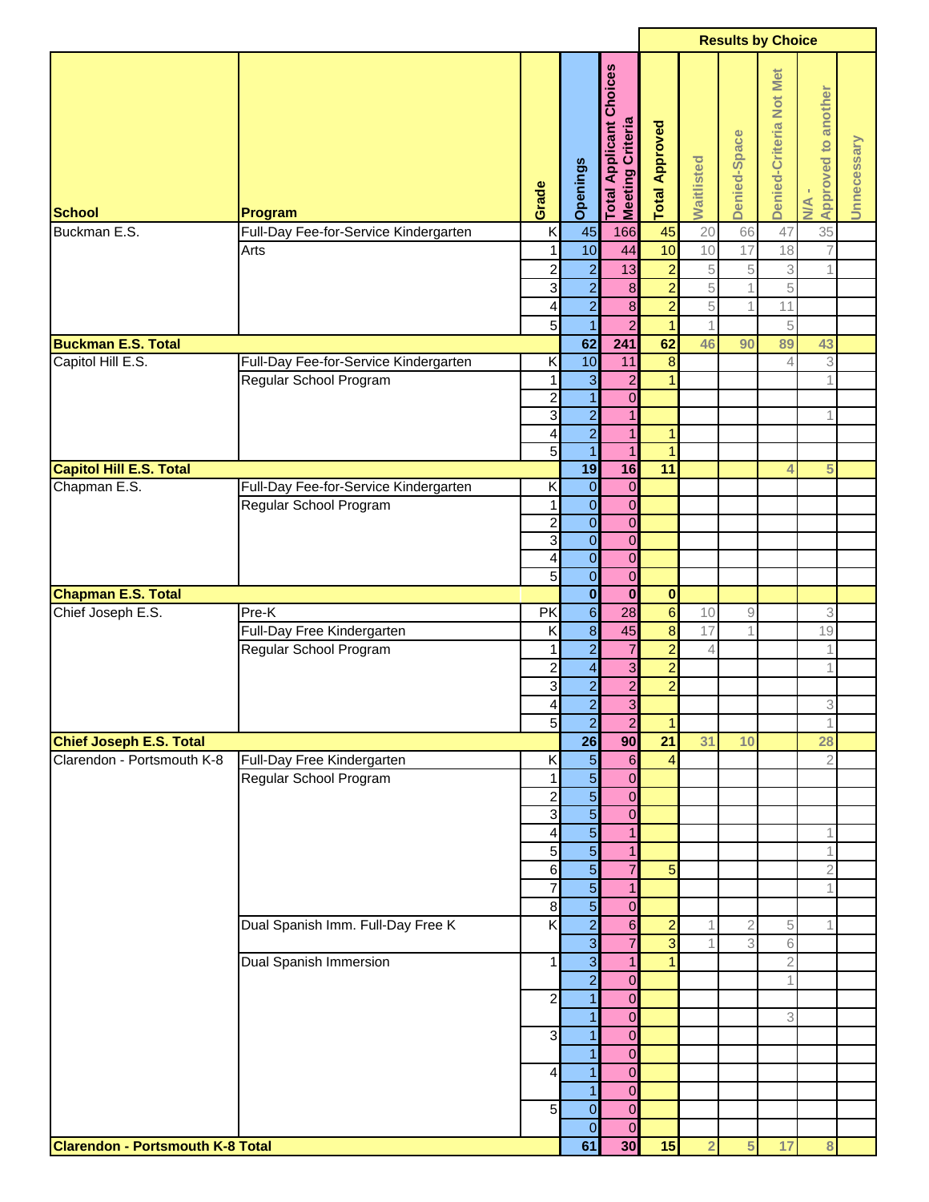| School | Program | Grade | Openings | Total Applicant Choices Meeting Criteria | Total Approved | Results by Choice | | | | |
|---|---|---|---|---|---|---|---|---|---|---|
| | | | | | | Waitlisted | Denied-Space | Denied-Criteria Not Met | N/A - Approved to another | Unnecessary |
| Buckman E.S. | Full-Day Fee-for-Service Kindergarten | K | 45 | 166 | 45 | 20 | 66 | 47 | 35 | |
| | Arts | 1 | 10 | 44 | 10 | 10 | 17 | 18 | 7 | |
| | | 2 | 2 | 13 | 2 | 5 | 5 | 3 | 1 | |
| | | 3 | 2 | 8 | 2 | 5 | 1 | 5 | | |
| | | 4 | 2 | 8 | 2 | 5 | 1 | 11 | | |
| | | 5 | 1 | 2 | 1 | 1 | | 5 | | |
| **Buckman E.S. Total** | | | **62** | **241** | **62** | **46** | **90** | **89** | **43** | |
| Capitol Hill E.S. | Full-Day Fee-for-Service Kindergarten | K | 10 | 11 | 8 | | | 4 | 3 | |
| | Regular School Program | 1 | 3 | 2 | 1 | | | | 1 | |
| | | 2 | 1 | 0 | | | | | | |
| | | 3 | 2 | 1 | | | | | 1 | |
| | | 4 | 2 | 1 | 1 | | | | | |
| | | 5 | 1 | 1 | 1 | | | | | |
| **Capitol Hill E.S. Total** | | | **19** | **16** | **11** | | | **4** | **5** | |
| Chapman E.S. | Full-Day Fee-for-Service Kindergarten | K | 0 | 0 | | | | | | |
| | Regular School Program | 1 | 0 | 0 | | | | | | |
| | | 2 | 0 | 0 | | | | | | |
| | | 3 | 0 | 0 | | | | | | |
| | | 4 | 0 | 0 | | | | | | |
| | | 5 | 0 | 0 | | | | | | |
| **Chapman E.S. Total** | | | **0** | **0** | **0** | | | | | |
| Chief Joseph E.S. | Pre-K | PK | 6 | 28 | 6 | 10 | 9 | | 3 | |
| | Full-Day Free Kindergarten | K | 8 | 45 | 8 | 17 | 1 | | 19 | |
| | Regular School Program | 1 | 2 | 7 | 2 | 4 | | | 1 | |
| | | 2 | 4 | 3 | 2 | | | | 1 | |
| | | 3 | 2 | 2 | 2 | | | | | |
| | | 4 | 2 | 3 | | | | | 3 | |
| | | 5 | 2 | 2 | 1 | | | | 1 | |
| **Chief Joseph E.S. Total** | | | **26** | **90** | **21** | **31** | **10** | | **28** | |
| Clarendon - Portsmouth K-8 | Full-Day Free Kindergarten | K | 5 | 6 | 4 | | | | 2 | |
| | Regular School Program | 1 | 5 | 0 | | | | | | |
| | | 2 | 5 | 0 | | | | | | |
| | | 3 | 5 | 0 | | | | | | |
| | | 4 | 5 | 1 | | | | | 1 | |
| | | 5 | 5 | 1 | | | | | 1 | |
| | | 6 | 5 | 7 | 5 | | | | 2 | |
| | | 7 | 5 | 1 | | | | | 1 | |
| | | 8 | 5 | 0 | | | | | | |
| | Dual Spanish Imm. Full-Day Free K | K | 2 | 6 | 2 | 1 | 2 | 5 | 1 | |
| | | | 3 | 7 | 3 | 1 | 3 | 6 | | |
| | Dual Spanish Immersion | 1 | 3 | 1 | 1 | | | 2 | | |
| | | | 2 | 0 | | | | 1 | | |
| | | 2 | 1 | 0 | | | | | | |
| | | | 1 | 0 | | | | 3 | | |
| | | 3 | 1 | 0 | | | | | | |
| | | | 1 | 0 | | | | | | |
| | | 4 | 1 | 0 | | | | | | |
| | | | 1 | 0 | | | | | | |
| | | 5 | 0 | 0 | | | | | | |
| | | | 0 | 0 | | | | | | |
| **Clarendon - Portsmouth K-8 Total** | | | **61** | **30** | **15** | **2** | **5** | **17** | **8** | |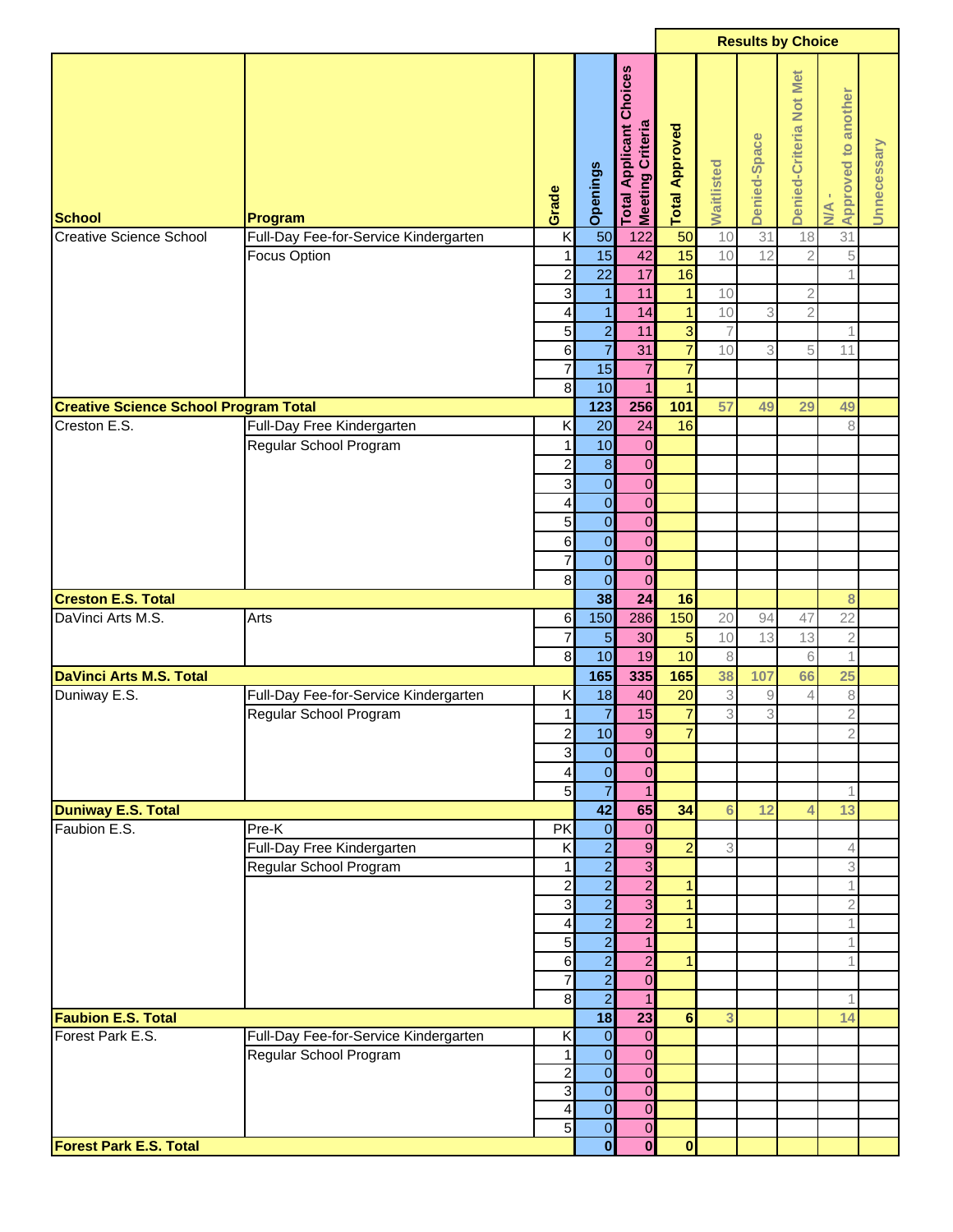| School | Program | Grade | Openings | Total Applicant Choices Meeting Criteria | Total Approved | Results by Choice: Waitlisted | Denied-Space | Denied-Criteria Not Met | N/A - Approved to another | Unnecessary |
|---|---|---|---|---|---|---|---|---|---|---|
| Creative Science School | Full-Day Fee-for-Service Kindergarten | K | 50 | 122 | 50 | 10 | 31 | 18 | 31 | |
| | Focus Option | 1 | 15 | 42 | 15 | 10 | 12 | 2 | 5 | |
| | | 2 | 22 | 17 | 16 | | | | 1 | |
| | | 3 | 1 | 11 | 1 | 10 | | 2 | | |
| | | 4 | 1 | 14 | 1 | 10 | 3 | 2 | | |
| | | 5 | 2 | 11 | 3 | 7 | | | 1 | |
| | | 6 | 7 | 31 | 7 | 10 | 3 | 5 | 11 | |
| | | 7 | 15 | 7 | 7 | | | | | |
| | | 8 | 10 | 1 | 1 | | | | | |
| **Creative Science School Program Total** | | | **123** | **256** | **101** | **57** | **49** | **29** | **49** | |
| Creston E.S. | Full-Day Free Kindergarten | K | 20 | 24 | 16 | | | | 8 | |
| | Regular School Program | 1 | 10 | 0 | | | | | | |
| | | 2 | 8 | 0 | | | | | | |
| | | 3 | 0 | 0 | | | | | | |
| | | 4 | 0 | 0 | | | | | | |
| | | 5 | 0 | 0 | | | | | | |
| | | 6 | 0 | 0 | | | | | | |
| | | 7 | 0 | 0 | | | | | | |
| | | 8 | 0 | 0 | | | | | | |
| **Creston E.S. Total** | | | **38** | **24** | **16** | | | | **8** | |
| DaVinci Arts M.S. | Arts | 6 | 150 | 286 | 150 | 20 | 94 | 47 | 22 | |
| | | 7 | 5 | 30 | 5 | 10 | 13 | 13 | 2 | |
| | | 8 | 10 | 19 | 10 | 8 | | 6 | 1 | |
| **DaVinci Arts M.S. Total** | | | **165** | **335** | **165** | **38** | **107** | **66** | **25** | |
| Duniway E.S. | Full-Day Fee-for-Service Kindergarten | K | 18 | 40 | 20 | 3 | 9 | 4 | 8 | |
| | Regular School Program | 1 | 7 | 15 | 7 | 3 | 3 | | 2 | |
| | | 2 | 10 | 9 | 7 | | | | 2 | |
| | | 3 | 0 | 0 | | | | | | |
| | | 4 | 0 | 0 | | | | | | |
| | | 5 | 7 | 1 | | | | | 1 | |
| **Duniway E.S. Total** | | | **42** | **65** | **34** | **6** | **12** | **4** | **13** | |
| Faubion E.S. | Pre-K | PK | 0 | 0 | | | | | | |
| | Full-Day Free Kindergarten | K | 2 | 9 | 2 | 3 | | | 4 | |
| | Regular School Program | 1 | 2 | 3 | | | | | 3 | |
| | | 2 | 2 | 2 | 1 | | | | 1 | |
| | | 3 | 2 | 3 | 1 | | | | 2 | |
| | | 4 | 2 | 2 | 1 | | | | 1 | |
| | | 5 | 2 | 1 | | | | | 1 | |
| | | 6 | 2 | 2 | 1 | | | | 1 | |
| | | 7 | 2 | 0 | | | | | | |
| | | 8 | 2 | 1 | | | | | 1 | |
| **Faubion E.S. Total** | | | **18** | **23** | **6** | **3** | | | **14** | |
| Forest Park E.S. | Full-Day Fee-for-Service Kindergarten | K | 0 | 0 | | | | | | |
| | Regular School Program | 1 | 0 | 0 | | | | | | |
| | | 2 | 0 | 0 | | | | | | |
| | | 3 | 0 | 0 | | | | | | |
| | | 4 | 0 | 0 | | | | | | |
| | | 5 | 0 | 0 | | | | | | |
| **Forest Park E.S. Total** | | | **0** | **0** | **0** | | | | | |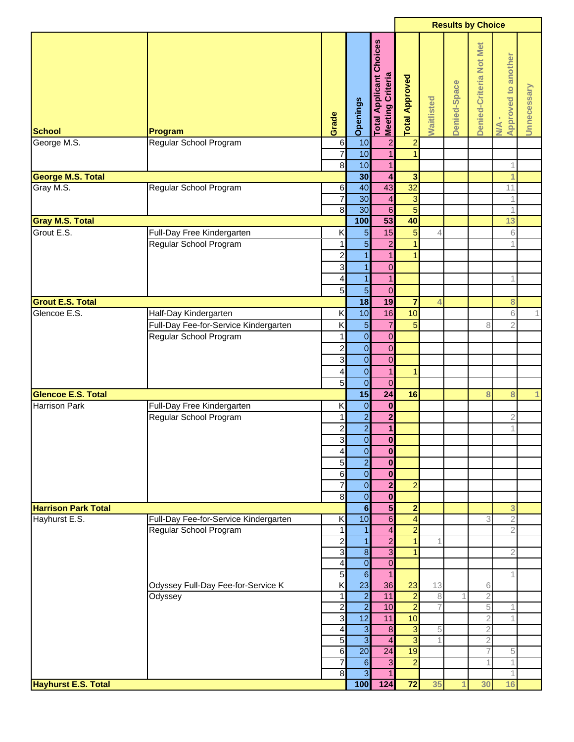| School | Program | Grade | Openings | Total Applicant Choices Meeting Criteria | Total Approved | Waitlisted | Denied-Space | Denied-Criteria Not Met | N/A - Approved to another | Unnecessary |
|---|---|---|---|---|---|---|---|---|---|---|
| | | | | | Results by Choice | | | | | |
| George M.S. | Regular School Program | 6 | 10 | 2 | 2 | | | | | |
| | | 7 | 10 | 1 | 1 | | | | | |
| | | 8 | 10 | 1 | | | | | 1 | |
| **George M.S. Total** | | | **30** | **4** | **3** | | | | **1** | |
| Gray M.S. | Regular School Program | 6 | 40 | 43 | 32 | | | | 11 | |
| | | 7 | 30 | 4 | 3 | | | | 1 | |
| | | 8 | 30 | 6 | 5 | | | | 1 | |
| **Gray M.S. Total** | | | **100** | **53** | **40** | | | | **13** | |
| Grout E.S. | Full-Day Free Kindergarten | K | 5 | 15 | 5 | 4 | | | 6 | |
| | Regular School Program | 1 | 5 | 2 | 1 | | | | 1 | |
| | | 2 | 1 | 1 | 1 | | | | | |
| | | 3 | 1 | 0 | | | | | | |
| | | 4 | 1 | 1 | | | | | 1 | |
| | | 5 | 5 | 0 | | | | | | |
| **Grout E.S. Total** | | | **18** | **19** | **7** | **4** | | | **8** | |
| Glencoe E.S. | Half-Day Kindergarten | K | 10 | 16 | 10 | | | | 6 | 1 |
| | Full-Day Fee-for-Service Kindergarten | K | 5 | 7 | 5 | | | 8 | 2 | |
| | Regular School Program | 1 | 0 | 0 | | | | | | |
| | | 2 | 0 | 0 | | | | | | |
| | | 3 | 0 | 0 | | | | | | |
| | | 4 | 0 | 1 | 1 | | | | | |
| | | 5 | 0 | 0 | | | | | | |
| **Glencoe E.S. Total** | | | **15** | **24** | **16** | | | **8** | **8** | **1** |
| Harrison Park | Full-Day Free Kindergarten | K | 0 | 0 | | | | | | |
| | Regular School Program | 1 | 2 | 2 | | | | | 2 | |
| | | 2 | 2 | 1 | | | | | 1 | |
| | | 3 | 0 | 0 | | | | | | |
| | | 4 | 0 | 0 | | | | | | |
| | | 5 | 2 | 0 | | | | | | |
| | | 6 | 0 | 0 | | | | | | |
| | | 7 | 0 | 2 | 2 | | | | | |
| | | 8 | 0 | 0 | | | | | | |
| **Harrison Park Total** | | | **6** | **5** | **2** | | | | **3** | |
| Hayhurst E.S. | Full-Day Fee-for-Service Kindergarten | K | 10 | 6 | 4 | | | 3 | 2 | |
| | Regular School Program | 1 | 1 | 4 | 2 | | | | 2 | |
| | | 2 | 1 | 2 | 1 | 1 | | | | |
| | | 3 | 8 | 3 | 1 | | | | 2 | |
| | | 4 | 0 | 0 | | | | | | |
| | | 5 | 6 | 1 | | | | | 1 | |
| | Odyssey Full-Day Fee-for-Service K | K | 23 | 36 | 23 | 13 | | 6 | | |
| | Odyssey | 1 | 2 | 11 | 2 | 8 | 1 | 2 | | |
| | | 2 | 2 | 10 | 2 | 7 | | 5 | 1 | |
| | | 3 | 12 | 11 | 10 | | | 2 | 1 | |
| | | 4 | 3 | 8 | 3 | 5 | | 2 | | |
| | | 5 | 3 | 4 | 3 | 1 | | 2 | | |
| | | 6 | 20 | 24 | 19 | | | 7 | 5 | |
| | | 7 | 6 | 3 | 2 | | | 1 | 1 | |
| | | 8 | 3 | 1 | | | | | 1 | |
| **Hayhurst E.S. Total** | | | **100** | **124** | **72** | **35** | **1** | **30** | **16** | |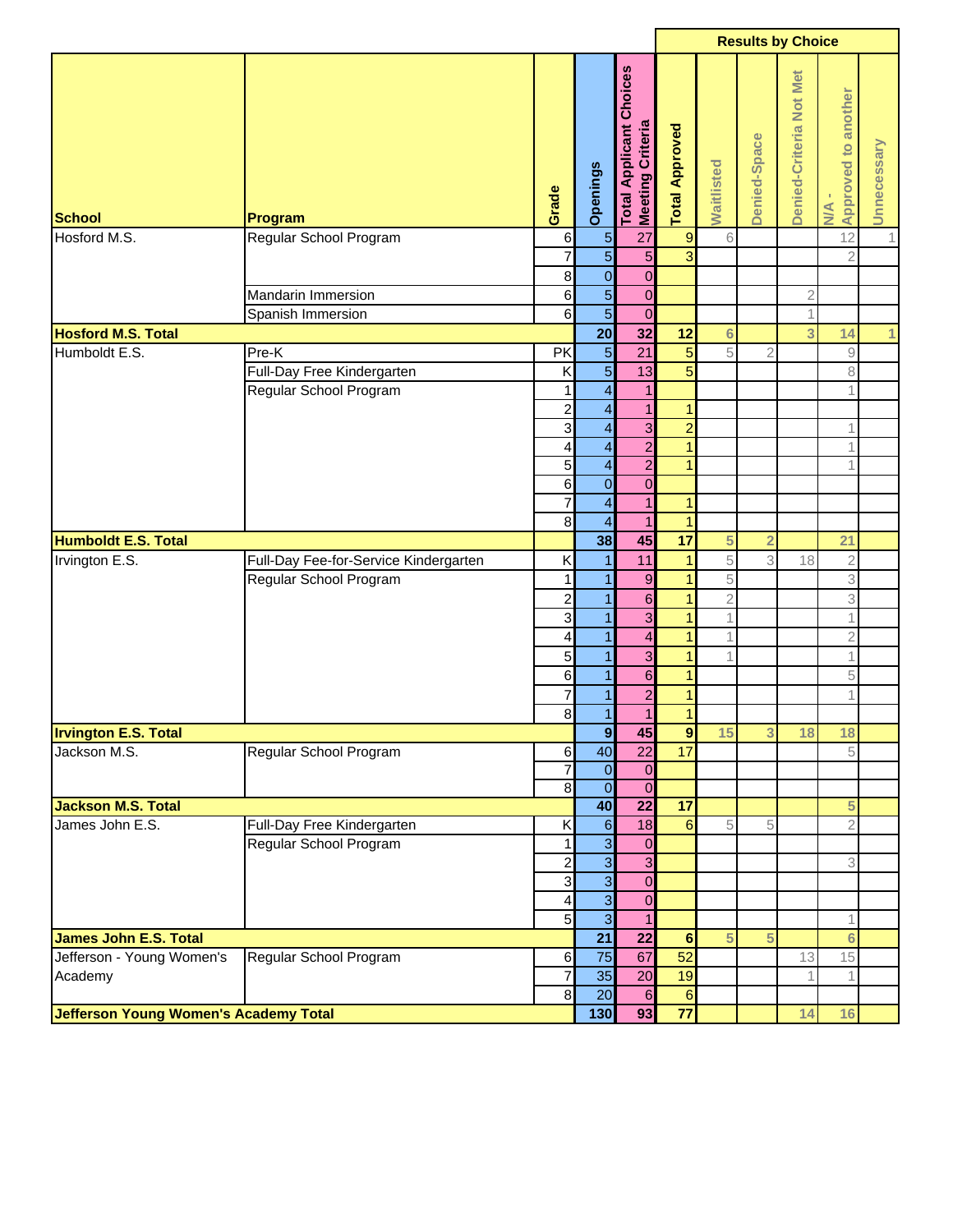| School | Program | Grade | Openings | Total Applicant Choices Meeting Criteria | Total Approved | Waitlisted | Denied-Space | Denied-Criteria Not Met | N/A - Approved to another | Unnecessary |
|---|---|---|---|---|---|---|---|---|---|---|
| | | | | | Results by Choice | | | | | |
| Hosford M.S. | Regular School Program | 6 | 5 | 27 | 9 | 6 | | | 12 | 1 |
| | | 7 | 5 | 5 | 3 | | | | 2 | |
| | | 8 | 0 | 0 | | | | | | |
| | Mandarin Immersion | 6 | 5 | 0 | | | | 2 | | |
| | Spanish Immersion | 6 | 5 | 0 | | | | 1 | | |
| **Hosford M.S. Total** | | | **20** | **32** | **12** | **6** | | **3** | **14** | **1** |
| Humboldt E.S. | Pre-K | PK | 5 | 21 | 5 | 5 | 2 | | 9 | |
| | Full-Day Free Kindergarten | K | 5 | 13 | 5 | | | | 8 | |
| | Regular School Program | 1 | 4 | 1 | | | | | 1 | |
| | | 2 | 4 | 1 | 1 | | | | | |
| | | 3 | 4 | 3 | 2 | | | | 1 | |
| | | 4 | 4 | 2 | 1 | | | | 1 | |
| | | 5 | 4 | 2 | 1 | | | | 1 | |
| | | 6 | 0 | 0 | | | | | | |
| | | 7 | 4 | 1 | 1 | | | | | |
| | | 8 | 4 | 1 | 1 | | | | | |
| **Humboldt E.S. Total** | | | **38** | **45** | **17** | **5** | **2** | | **21** | |
| Irvington E.S. | Full-Day Fee-for-Service Kindergarten | K | 1 | 11 | 1 | 5 | 3 | 18 | 2 | |
| | Regular School Program | 1 | 1 | 9 | 1 | 5 | | | 3 | |
| | | 2 | 1 | 6 | 1 | 2 | | | 3 | |
| | | 3 | 1 | 3 | 1 | 1 | | | 1 | |
| | | 4 | 1 | 4 | 1 | 1 | | | 2 | |
| | | 5 | 1 | 3 | 1 | 1 | | | 1 | |
| | | 6 | 1 | 6 | 1 | | | | 5 | |
| | | 7 | 1 | 2 | 1 | | | | 1 | |
| | | 8 | 1 | 1 | 1 | | | | | |
| **Irvington E.S. Total** | | | **9** | **45** | **9** | **15** | **3** | **18** | **18** | |
| Jackson M.S. | Regular School Program | 6 | 40 | 22 | 17 | | | | 5 | |
| | | 7 | 0 | 0 | | | | | | |
| | | 8 | 0 | 0 | | | | | | |
| **Jackson M.S. Total** | | | **40** | **22** | **17** | | | | **5** | |
| James John E.S. | Full-Day Free Kindergarten | K | 6 | 18 | 6 | 5 | 5 | | 2 | |
| | Regular School Program | 1 | 3 | 0 | | | | | | |
| | | 2 | 3 | 3 | | | | | 3 | |
| | | 3 | 3 | 0 | | | | | | |
| | | 4 | 3 | 0 | | | | | | |
| | | 5 | 3 | 1 | | | | | 1 | |
| **James John E.S. Total** | | | **21** | **22** | **6** | **5** | **5** | | **6** | |
| Jefferson - Young Women's Academy | Regular School Program | 6 | 75 | 67 | 52 | | | 13 | 15 | |
| | | 7 | 35 | 20 | 19 | | | 1 | 1 | |
| | | 8 | 20 | 6 | 6 | | | | | |
| **Jefferson Young Women's Academy Total** | | | **130** | **93** | **77** | | | **14** | **16** | |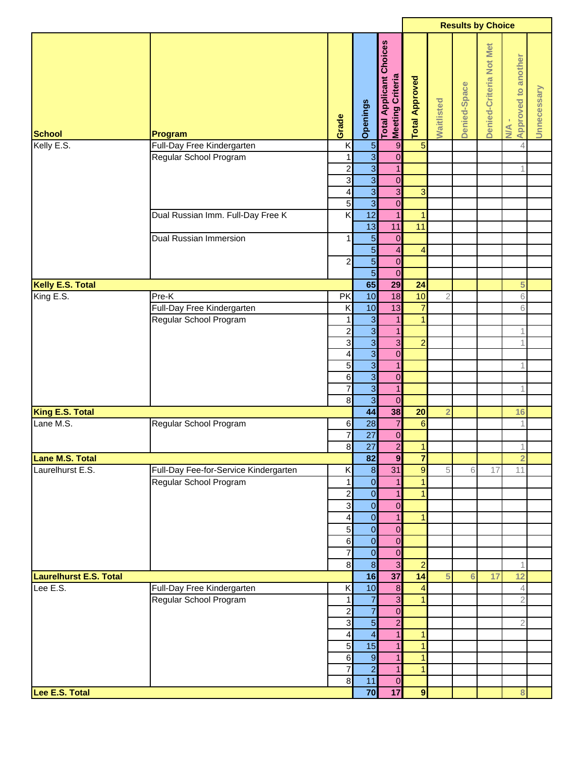| School | Program | Grade | Openings | Total Applicant Choices Meeting Criteria | Total Approved | Results by Choice | | | | |
|---|---|---|---|---|---|---|---|---|---|---|
| | | | | | | Waitlisted | Denied-Space | Denied-Criteria Not Met | N/A - Approved to another | Unnecessary |
| Kelly E.S. | Full-Day Free Kindergarten | K | 5 | 9 | 5 | | | | 4 | |
| | Regular School Program | 1 | 3 | 0 | | | | | | |
| | | 2 | 3 | 1 | | | | | 1 | |
| | | 3 | 3 | 0 | | | | | | |
| | | 4 | 3 | 3 | 3 | | | | | |
| | | 5 | 3 | 0 | | | | | | |
| | Dual Russian Imm. Full-Day Free K | K | 12 | 1 | 1 | | | | | |
| | | | 13 | 11 | 11 | | | | | |
| | Dual Russian Immersion | 1 | 5 | 0 | | | | | | |
| | | | 5 | 4 | 4 | | | | | |
| | | 2 | 5 | 0 | | | | | | |
| | | | 5 | 0 | | | | | | |
| **Kelly E.S. Total** | | | **65** | **29** | **24** | | | | **5** | |
| King E.S. | Pre-K | PK | 10 | 18 | 10 | 2 | | | 6 | |
| | Full-Day Free Kindergarten | K | 10 | 13 | 7 | | | | 6 | |
| | Regular School Program | 1 | 3 | 1 | 1 | | | | | |
| | | 2 | 3 | 1 | | | | | 1 | |
| | | 3 | 3 | 3 | 2 | | | | 1 | |
| | | 4 | 3 | 0 | | | | | | |
| | | 5 | 3 | 1 | | | | | 1 | |
| | | 6 | 3 | 0 | | | | | | |
| | | 7 | 3 | 1 | | | | | 1 | |
| | | 8 | 3 | 0 | | | | | | |
| **King E.S. Total** | | | **44** | **38** | **20** | **2** | | | **16** | |
| Lane M.S. | Regular School Program | 6 | 28 | 7 | 6 | | | | 1 | |
| | | 7 | 27 | 0 | | | | | | |
| | | 8 | 27 | 2 | 1 | | | | 1 | |
| **Lane M.S. Total** | | | **82** | **9** | **7** | | | | **2** | |
| Laurelhurst E.S. | Full-Day Fee-for-Service Kindergarten | K | 8 | 31 | 9 | 5 | 6 | 17 | 11 | |
| | Regular School Program | 1 | 0 | 1 | 1 | | | | | |
| | | 2 | 0 | 1 | 1 | | | | | |
| | | 3 | 0 | 0 | | | | | | |
| | | 4 | 0 | 1 | 1 | | | | | |
| | | 5 | 0 | 0 | | | | | | |
| | | 6 | 0 | 0 | | | | | | |
| | | 7 | 0 | 0 | | | | | | |
| | | 8 | 8 | 3 | 2 | | | | 1 | |
| **Laurelhurst E.S. Total** | | | **16** | **37** | **14** | **5** | **6** | **17** | **12** | |
| Lee E.S. | Full-Day Free Kindergarten | K | 10 | 8 | 4 | | | | 4 | |
| | Regular School Program | 1 | 7 | 3 | 1 | | | | 2 | |
| | | 2 | 7 | 0 | | | | | | |
| | | 3 | 5 | 2 | | | | | 2 | |
| | | 4 | 4 | 1 | 1 | | | | | |
| | | 5 | 15 | 1 | 1 | | | | | |
| | | 6 | 9 | 1 | 1 | | | | | |
| | | 7 | 2 | 1 | 1 | | | | | |
| | | 8 | 11 | 0 | | | | | | |
| **Lee E.S. Total** | | | **70** | **17** | **9** | | | | **8** | |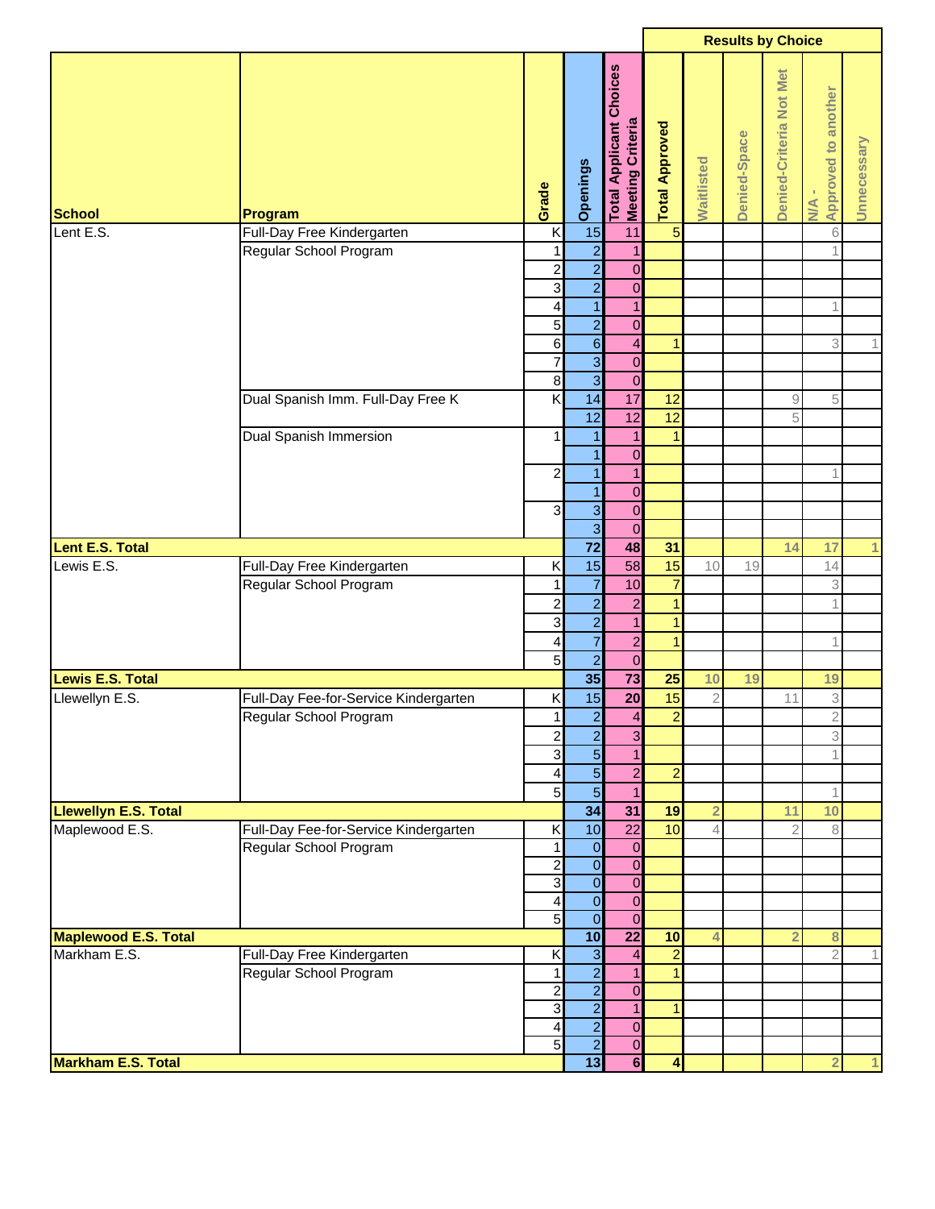| School | Program | Grade | Openings | Total Applicant Choices Meeting Criteria | Total Approved | Results by Choice | | | | |
|---|---|---|---|---|---|---|---|---|---|---|
| | | | | | | Waitlisted | Denied-Space | Denied-Criteria Not Met | N/A - Approved to another | Unnecessary |
| Lent E.S. | Full-Day Free Kindergarten | K | 15 | 11 | 5 | | | | 6 | |
| | Regular School Program | 1 | 2 | 1 | | | | | 1 | |
| | | 2 | 2 | 0 | | | | | | |
| | | 3 | 2 | 0 | | | | | | |
| | | 4 | 1 | 1 | | | | | 1 | |
| | | 5 | 2 | 0 | | | | | | |
| | | 6 | 6 | 4 | 1 | | | | 3 | 1 |
| | | 7 | 3 | 0 | | | | | | |
| | | 8 | 3 | 0 | | | | | | |
| | Dual Spanish Imm. Full-Day Free K | K | 14 | 17 | 12 | | | 9 | 5 | |
| | | | 12 | 12 | 12 | | | 5 | | |
| | Dual Spanish Immersion | 1 | 1 | 1 | 1 | | | | | |
| | | | 1 | 0 | | | | | | |
| | | 2 | 1 | 1 | | | | | 1 | |
| | | | 1 | 0 | | | | | | |
| | | 3 | 3 | 0 | | | | | | |
| | | | 3 | 0 | | | | | | |
| **Lent E.S. Total** | | | **72** | **48** | **31** | | | **14** | **17** | **1** |
| Lewis E.S. | Full-Day Free Kindergarten | K | 15 | 58 | 15 | 10 | 19 | | 14 | |
| | Regular School Program | 1 | 7 | 10 | 7 | | | | 3 | |
| | | 2 | 2 | 2 | 1 | | | | 1 | |
| | | 3 | 2 | 1 | 1 | | | | | |
| | | 4 | 7 | 2 | 1 | | | | 1 | |
| | | 5 | 2 | 0 | | | | | | |
| **Lewis E.S. Total** | | | **35** | **73** | **25** | **10** | **19** | | **19** | |
| Llewellyn E.S. | Full-Day Fee-for-Service Kindergarten | K | 15 | 20 | 15 | 2 | | 11 | 3 | |
| | Regular School Program | 1 | 2 | 4 | 2 | | | | 2 | |
| | | 2 | 2 | 3 | | | | | 3 | |
| | | 3 | 5 | 1 | | | | | 1 | |
| | | 4 | 5 | 2 | 2 | | | | | |
| | | 5 | 5 | 1 | | | | | 1 | |
| **Llewellyn E.S. Total** | | | **34** | **31** | **19** | **2** | | **11** | **10** | |
| Maplewood E.S. | Full-Day Fee-for-Service Kindergarten | K | 10 | 22 | 10 | 4 | | 2 | 8 | |
| | Regular School Program | 1 | 0 | 0 | | | | | | |
| | | 2 | 0 | 0 | | | | | | |
| | | 3 | 0 | 0 | | | | | | |
| | | 4 | 0 | 0 | | | | | | |
| | | 5 | 0 | 0 | | | | | | |
| **Maplewood E.S. Total** | | | **10** | **22** | **10** | **4** | | **2** | **8** | |
| Markham E.S. | Full-Day Free Kindergarten | K | 3 | 4 | 2 | | | | 2 | 1 |
| | Regular School Program | 1 | 2 | 1 | 1 | | | | | |
| | | 2 | 2 | 0 | | | | | | |
| | | 3 | 2 | 1 | 1 | | | | | |
| | | 4 | 2 | 0 | | | | | | |
| | | 5 | 2 | 0 | | | | | | |
| **Markham E.S. Total** | | | **13** | **6** | **4** | | | | **2** | **1** |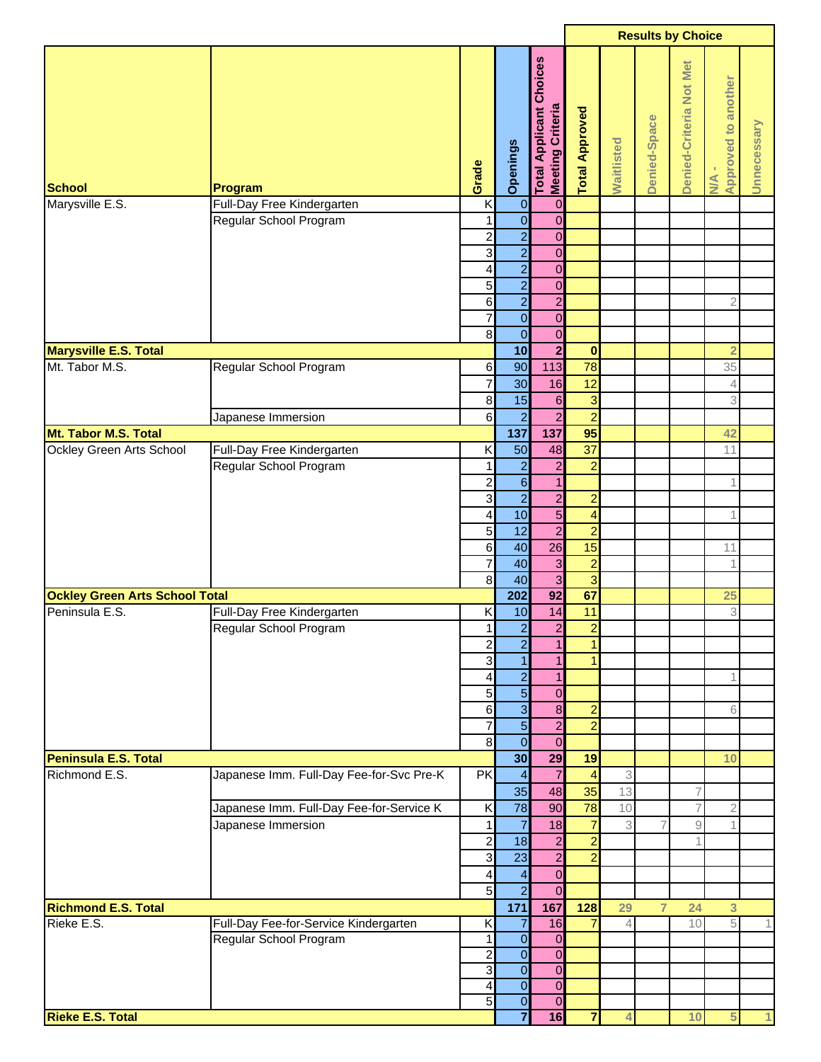| School | Program | Grade | Openings | Total Applicant Choices Meeting Criteria | Total Approved | Waitlisted | Denied-Space | Denied-Criteria Not Met | N/A - Approved to another | Unnecessary |
|---|---|---|---|---|---|---|---|---|---|---|
| | | | | | Results by Choice | | | | | |
| Marysville E.S. | Full-Day Free Kindergarten | K | 0 | 0 | | | | | | |
| | Regular School Program | 1 | 0 | 0 | | | | | | |
| | | 2 | 2 | 0 | | | | | | |
| | | 3 | 2 | 0 | | | | | | |
| | | 4 | 2 | 0 | | | | | | |
| | | 5 | 2 | 0 | | | | | | |
| | | 6 | 2 | 2 | | | | | 2 | |
| | | 7 | 0 | 0 | | | | | | |
| | | 8 | 0 | 0 | | | | | | |
| **Marysville E.S. Total** | | | **10** | **2** | **0** | | | | **2** | |
| Mt. Tabor M.S. | Regular School Program | 6 | 90 | 113 | 78 | | | | 35 | |
| | | 7 | 30 | 16 | 12 | | | | 4 | |
| | | 8 | 15 | 6 | 3 | | | | 3 | |
| | Japanese Immersion | 6 | 2 | 2 | 2 | | | | | |
| **Mt. Tabor M.S. Total** | | | **137** | **137** | **95** | | | | **42** | |
| Ockley Green Arts School | Full-Day Free Kindergarten | K | 50 | 48 | 37 | | | | 11 | |
| | Regular School Program | 1 | 2 | 2 | 2 | | | | | |
| | | 2 | 6 | 1 | | | | | 1 | |
| | | 3 | 2 | 2 | 2 | | | | | |
| | | 4 | 10 | 5 | 4 | | | | 1 | |
| | | 5 | 12 | 2 | 2 | | | | | |
| | | 6 | 40 | 26 | 15 | | | | 11 | |
| | | 7 | 40 | 3 | 2 | | | | 1 | |
| | | 8 | 40 | 3 | 3 | | | | | |
| **Ockley Green Arts School Total** | | | **202** | **92** | **67** | | | | **25** | |
| Peninsula E.S. | Full-Day Free Kindergarten | K | 10 | 14 | 11 | | | | 3 | |
| | Regular School Program | 1 | 2 | 2 | 2 | | | | | |
| | | 2 | 2 | 1 | 1 | | | | | |
| | | 3 | 1 | 1 | 1 | | | | | |
| | | 4 | 2 | 1 | | | | | 1 | |
| | | 5 | 5 | 0 | | | | | | |
| | | 6 | 3 | 8 | 2 | | | | 6 | |
| | | 7 | 5 | 2 | 2 | | | | | |
| | | 8 | 0 | 0 | | | | | | |
| **Peninsula E.S. Total** | | | **30** | **29** | **19** | | | | **10** | |
| Richmond E.S. | Japanese Imm. Full-Day Fee-for-Svc Pre-K | PK | 4 | 7 | 4 | 3 | | | | |
| | | | 35 | 48 | 35 | 13 | | 7 | | |
| | Japanese Imm. Full-Day Fee-for-Service K | K | 78 | 90 | 78 | 10 | | 7 | 2 | |
| | Japanese Immersion | 1 | 7 | 18 | 7 | 3 | 7 | 9 | 1 | |
| | | 2 | 18 | 2 | 2 | | | 1 | | |
| | | 3 | 23 | 2 | 2 | | | | | |
| | | 4 | 4 | 0 | | | | | | |
| | | 5 | 2 | 0 | | | | | | |
| **Richmond E.S. Total** | | | **171** | **167** | **128** | **29** | **7** | **24** | **3** | |
| Rieke E.S. | Full-Day Fee-for-Service Kindergarten | K | 7 | 16 | 7 | 4 | | 10 | 5 | 1 |
| | Regular School Program | 1 | 0 | 0 | | | | | | |
| | | 2 | 0 | 0 | | | | | | |
| | | 3 | 0 | 0 | | | | | | |
| | | 4 | 0 | 0 | | | | | | |
| | | 5 | 0 | 0 | | | | | | |
| **Rieke E.S. Total** | | | **7** | **16** | **7** | **4** | | **10** | **5** | **1** |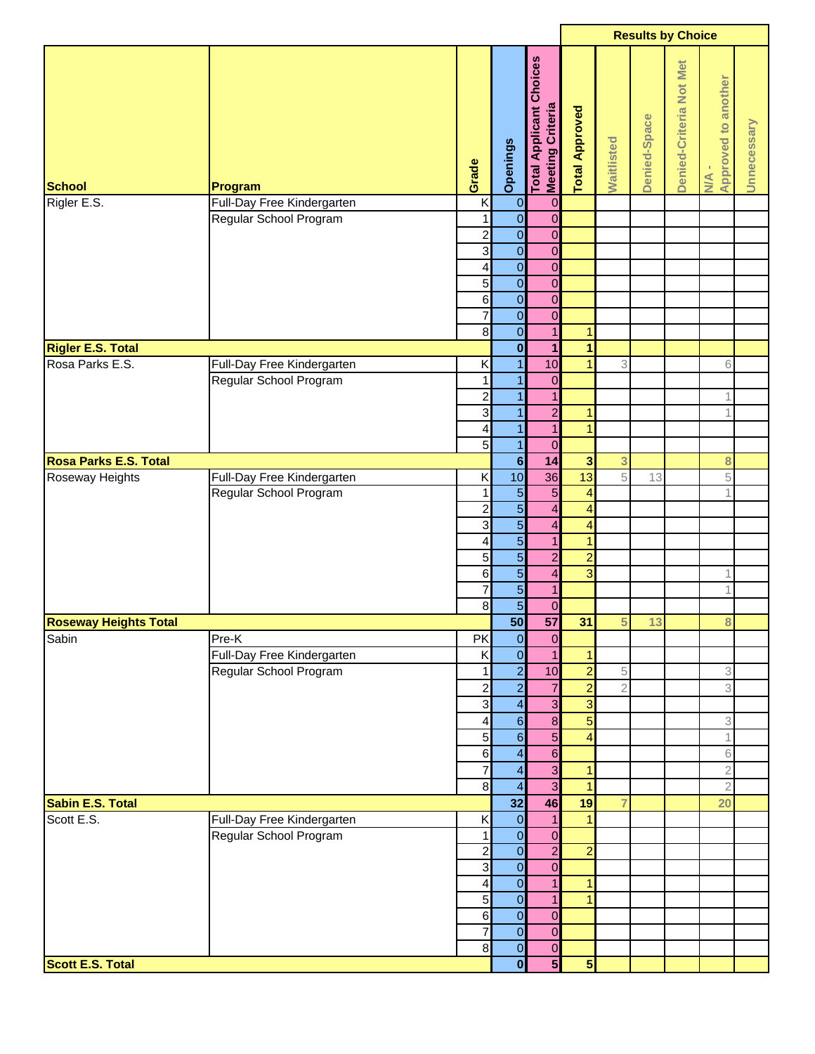| School | Program | Grade | Openings | Total Applicant Choices Meeting Criteria | Results by Choice | | | | | |
|---|---|---|---|---|---|---|---|---|---|---|
| | | | | | Total Approved | Waitlisted | Denied-Space | Denied-Criteria Not Met | N/A - Approved to another | Unnecessary |
| Rigler E.S. | Full-Day Free Kindergarten | K | 0 | 0 | | | | | | |
| | Regular School Program | 1 | 0 | 0 | | | | | | |
| | | 2 | 0 | 0 | | | | | | |
| | | 3 | 0 | 0 | | | | | | |
| | | 4 | 0 | 0 | | | | | | |
| | | 5 | 0 | 0 | | | | | | |
| | | 6 | 0 | 0 | | | | | | |
| | | 7 | 0 | 0 | | | | | | |
| | | 8 | 0 | 1 | 1 | | | | | |
| **Rigler E.S. Total** | | | **0** | **1** | **1** | | | | | |
| Rosa Parks E.S. | Full-Day Free Kindergarten | K | 1 | 10 | 1 | 3 | | | 6 | |
| | Regular School Program | 1 | 1 | 0 | | | | | | |
| | | 2 | 1 | 1 | | | | | 1 | |
| | | 3 | 1 | 2 | 1 | | | | 1 | |
| | | 4 | 1 | 1 | 1 | | | | | |
| | | 5 | 1 | 0 | | | | | | |
| **Rosa Parks E.S. Total** | | | **6** | **14** | **3** | **3** | | | **8** | |
| Roseway Heights | Full-Day Free Kindergarten | K | 10 | 36 | 13 | 5 | 13 | | 5 | |
| | Regular School Program | 1 | 5 | 5 | 4 | | | | 1 | |
| | | 2 | 5 | 4 | 4 | | | | | |
| | | 3 | 5 | 4 | 4 | | | | | |
| | | 4 | 5 | 1 | 1 | | | | | |
| | | 5 | 5 | 2 | 2 | | | | | |
| | | 6 | 5 | 4 | 3 | | | | 1 | |
| | | 7 | 5 | 1 | | | | | 1 | |
| | | 8 | 5 | 0 | | | | | | |
| **Roseway Heights Total** | | | **50** | **57** | **31** | **5** | **13** | | **8** | |
| Sabin | Pre-K | PK | 0 | 0 | | | | | | |
| | Full-Day Free Kindergarten | K | 0 | 1 | 1 | | | | | |
| | Regular School Program | 1 | 2 | 10 | 2 | 5 | | | 3 | |
| | | 2 | 2 | 7 | 2 | 2 | | | 3 | |
| | | 3 | 4 | 3 | 3 | | | | | |
| | | 4 | 6 | 8 | 5 | | | | 3 | |
| | | 5 | 6 | 5 | 4 | | | | 1 | |
| | | 6 | 4 | 6 | | | | | 6 | |
| | | 7 | 4 | 3 | 1 | | | | 2 | |
| | | 8 | 4 | 3 | 1 | | | | 2 | |
| **Sabin E.S. Total** | | | **32** | **46** | **19** | **7** | | | **20** | |
| Scott E.S. | Full-Day Free Kindergarten | K | 0 | 1 | 1 | | | | | |
| | Regular School Program | 1 | 0 | 0 | | | | | | |
| | | 2 | 0 | 2 | 2 | | | | | |
| | | 3 | 0 | 0 | | | | | | |
| | | 4 | 0 | 1 | 1 | | | | | |
| | | 5 | 0 | 1 | 1 | | | | | |
| | | 6 | 0 | 0 | | | | | | |
| | | 7 | 0 | 0 | | | | | | |
| | | 8 | 0 | 0 | | | | | | |
| **Scott E.S. Total** | | | **0** | **5** | **5** | | | | | |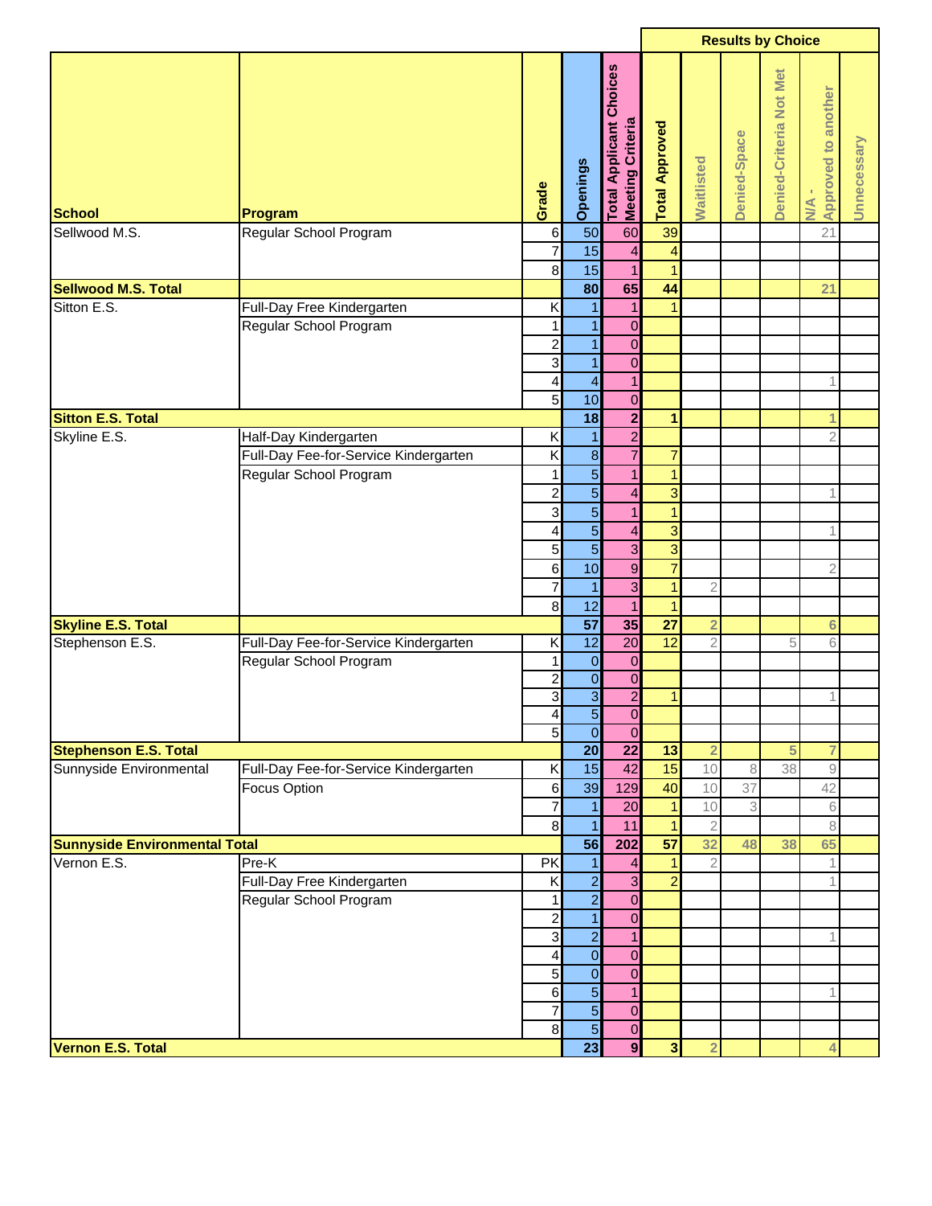| School | Program | Grade | Openings | Total Applicant Choices Meeting Criteria | Results by Choice | | | | | |
|---|---|---|---|---|---|---|---|---|---|---|
| | | | | | Total Approved | Waitlisted | Denied-Space | Denied-Criteria Not Met | N/A - Approved to another | Unnecessary |
| Sellwood M.S. | Regular School Program | 6 | 50 | 60 | 39 | | | | 21 | |
| | | 7 | 15 | 4 | 4 | | | | | |
| | | 8 | 15 | 1 | 1 | | | | | |
| **Sellwood M.S. Total** | | | **80** | **65** | **44** | | | | **21** | |
| Sitton E.S. | Full-Day Free Kindergarten | K | 1 | 1 | 1 | | | | | |
| | Regular School Program | 1 | 1 | 0 | | | | | | |
| | | 2 | 1 | 0 | | | | | | |
| | | 3 | 1 | 0 | | | | | | |
| | | 4 | 4 | 1 | | | | | 1 | |
| | | 5 | 10 | 0 | | | | | | |
| **Sitton E.S. Total** | | | **18** | **2** | **1** | | | | **1** | |
| Skyline E.S. | Half-Day Kindergarten | K | 1 | 2 | | | | | 2 | |
| | Full-Day Fee-for-Service Kindergarten | K | 8 | 7 | 7 | | | | | |
| | Regular School Program | 1 | 5 | 1 | 1 | | | | | |
| | | 2 | 5 | 4 | 3 | | | | 1 | |
| | | 3 | 5 | 1 | 1 | | | | | |
| | | 4 | 5 | 4 | 3 | | | | 1 | |
| | | 5 | 5 | 3 | 3 | | | | | |
| | | 6 | 10 | 9 | 7 | | | | 2 | |
| | | 7 | 1 | 3 | 1 | 2 | | | | |
| | | 8 | 12 | 1 | 1 | | | | | |
| **Skyline E.S. Total** | | | **57** | **35** | **27** | **2** | | | **6** | |
| Stephenson E.S. | Full-Day Fee-for-Service Kindergarten | K | 12 | 20 | 12 | 2 | | 5 | 6 | |
| | Regular School Program | 1 | 0 | 0 | | | | | | |
| | | 2 | 0 | 0 | | | | | | |
| | | 3 | 3 | 2 | 1 | | | | 1 | |
| | | 4 | 5 | 0 | | | | | | |
| | | 5 | 0 | 0 | | | | | | |
| **Stephenson E.S. Total** | | | **20** | **22** | **13** | **2** | | **5** | **7** | |
| Sunnyside Environmental | Full-Day Fee-for-Service Kindergarten | K | 15 | 42 | 15 | 10 | 8 | 38 | 9 | |
| | Focus Option | 6 | 39 | 129 | 40 | 10 | 37 | | 42 | |
| | | 7 | 1 | 20 | 1 | 10 | 3 | | 6 | |
| | | 8 | 1 | 11 | 1 | 2 | | | 8 | |
| **Sunnyside Environmental Total** | | | **56** | **202** | **57** | **32** | **48** | **38** | **65** | |
| Vernon E.S. | Pre-K | PK | 1 | 4 | 1 | 2 | | | 1 | |
| | Full-Day Free Kindergarten | K | 2 | 3 | 2 | | | | 1 | |
| | Regular School Program | 1 | 2 | 0 | | | | | | |
| | | 2 | 1 | 0 | | | | | | |
| | | 3 | 2 | 1 | | | | | 1 | |
| | | 4 | 0 | 0 | | | | | | |
| | | 5 | 0 | 0 | | | | | | |
| | | 6 | 5 | 1 | | | | | 1 | |
| | | 7 | 5 | 0 | | | | | | |
| | | 8 | 5 | 0 | | | | | | |
| **Vernon E.S. Total** | | | **23** | **9** | **3** | **2** | | | **4** | |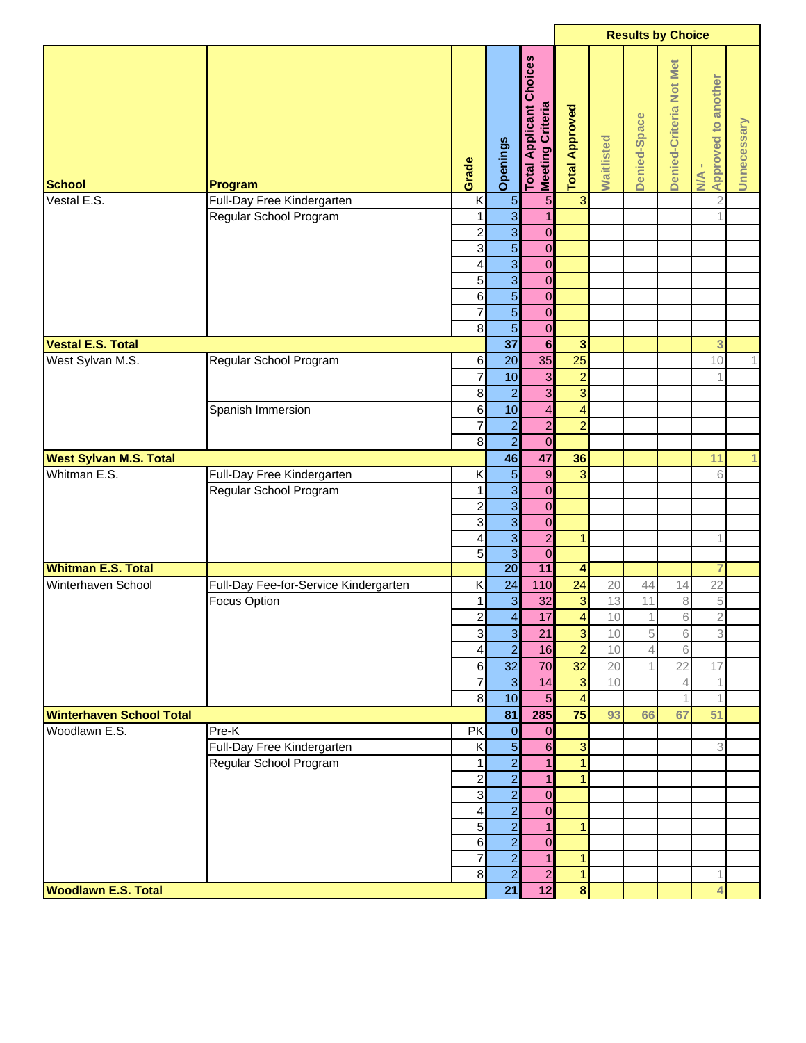| School | Program | Grade | Openings | Total Applicant Choices Meeting Criteria | Total Approved | Results by Choice | | | | |
|---|---|---|---|---|---|---|---|---|---|---|
| | | | | | | Waitlisted | Denied-Space | Denied-Criteria Not Met | N/A - Approved to another | Unnecessary |
| Vestal E.S. | Full-Day Free Kindergarten | K | 5 | 5 | 3 | | | | 2 | |
| | Regular School Program | 1 | 3 | 1 | | | | | 1 | |
| | | 2 | 3 | 0 | | | | | | |
| | | 3 | 5 | 0 | | | | | | |
| | | 4 | 3 | 0 | | | | | | |
| | | 5 | 3 | 0 | | | | | | |
| | | 6 | 5 | 0 | | | | | | |
| | | 7 | 5 | 0 | | | | | | |
| | | 8 | 5 | 0 | | | | | | |
| **Vestal E.S. Total** | | | **37** | **6** | **3** | | | | **3** | |
| West Sylvan M.S. | Regular School Program | 6 | 20 | 35 | 25 | | | | 10 | 1 |
| | | 7 | 10 | 3 | 2 | | | | 1 | |
| | | 8 | 2 | 3 | 3 | | | | | |
| | Spanish Immersion | 6 | 10 | 4 | 4 | | | | | |
| | | 7 | 2 | 2 | 2 | | | | | |
| | | 8 | 2 | 0 | | | | | | |
| **West Sylvan M.S. Total** | | | **46** | **47** | **36** | | | | **11** | **1** |
| Whitman E.S. | Full-Day Free Kindergarten | K | 5 | 9 | 3 | | | | 6 | |
| | Regular School Program | 1 | 3 | 0 | | | | | | |
| | | 2 | 3 | 0 | | | | | | |
| | | 3 | 3 | 0 | | | | | | |
| | | 4 | 3 | 2 | 1 | | | | 1 | |
| | | 5 | 3 | 0 | | | | | | |
| **Whitman E.S. Total** | | | **20** | **11** | **4** | | | | **7** | |
| Winterhaven School | Full-Day Fee-for-Service Kindergarten | K | 24 | 110 | 24 | 20 | 44 | 14 | 22 | |
| | Focus Option | 1 | 3 | 32 | 3 | 13 | 11 | 8 | 5 | |
| | | 2 | 4 | 17 | 4 | 10 | 1 | 6 | 2 | |
| | | 3 | 3 | 21 | 3 | 10 | 5 | 6 | 3 | |
| | | 4 | 2 | 16 | 2 | 10 | 4 | 6 | | |
| | | 6 | 32 | 70 | 32 | 20 | 1 | 22 | 17 | |
| | | 7 | 3 | 14 | 3 | 10 | | 4 | 1 | |
| | | 8 | 10 | 5 | 4 | | | 1 | 1 | |
| **Winterhaven School Total** | | | **81** | **285** | **75** | **93** | **66** | **67** | **51** | |
| Woodlawn E.S. | Pre-K | PK | 0 | 0 | | | | | | |
| | Full-Day Free Kindergarten | K | 5 | 6 | 3 | | | | 3 | |
| | Regular School Program | 1 | 2 | 1 | 1 | | | | | |
| | | 2 | 2 | 1 | 1 | | | | | |
| | | 3 | 2 | 0 | | | | | | |
| | | 4 | 2 | 0 | | | | | | |
| | | 5 | 2 | 1 | 1 | | | | | |
| | | 6 | 2 | 0 | | | | | | |
| | | 7 | 2 | 1 | 1 | | | | | |
| | | 8 | 2 | 2 | 1 | | | | 1 | |
| **Woodlawn E.S. Total** | | | **21** | **12** | **8** | | | | **4** | |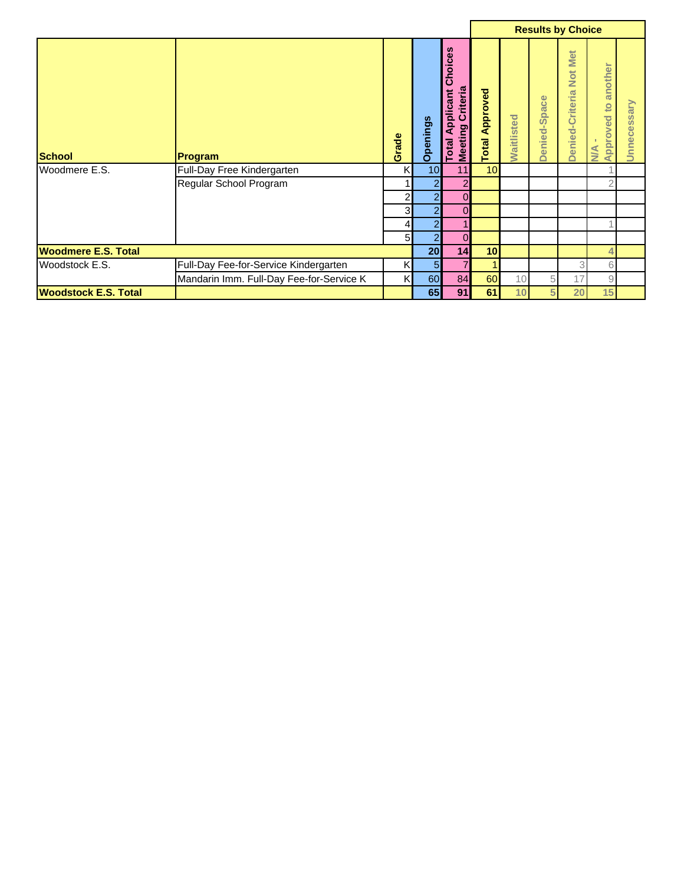| School | Program | Grade | Openings | Total Applicant Choices Meeting Criteria | Results by Choice | | | | | |
|---|---|---|---|---|---|---|---|---|---|---|
| | | | | | Total Approved | Waitlisted | Denied-Space | Denied-Criteria Not Met | N/A - Approved to another | Unnecessary |
| Woodmere E.S. | Full-Day Free Kindergarten | K | 10 | 11 | 10 | | | | 1 | |
| | Regular School Program | 1 | 2 | 2 | | | | | 2 | |
| | | 2 | 2 | 0 | | | | | | |
| | | 3 | 2 | 0 | | | | | | |
| | | 4 | 2 | 1 | | | | | 1 | |
| | | 5 | 2 | 0 | | | | | | |
| **Woodmere E.S. Total** | | | **20** | **14** | **10** | | | | **4** | |
| Woodstock E.S. | Full-Day Fee-for-Service Kindergarten | K | 5 | 7 | 1 | | | 3 | 6 | |
| | Mandarin Imm. Full-Day Fee-for-Service K | K | 60 | 84 | 60 | 10 | 5 | 17 | 9 | |
| **Woodstock E.S. Total** | | | **65** | **91** | **61** | **10** | **5** | **20** | **15** | |